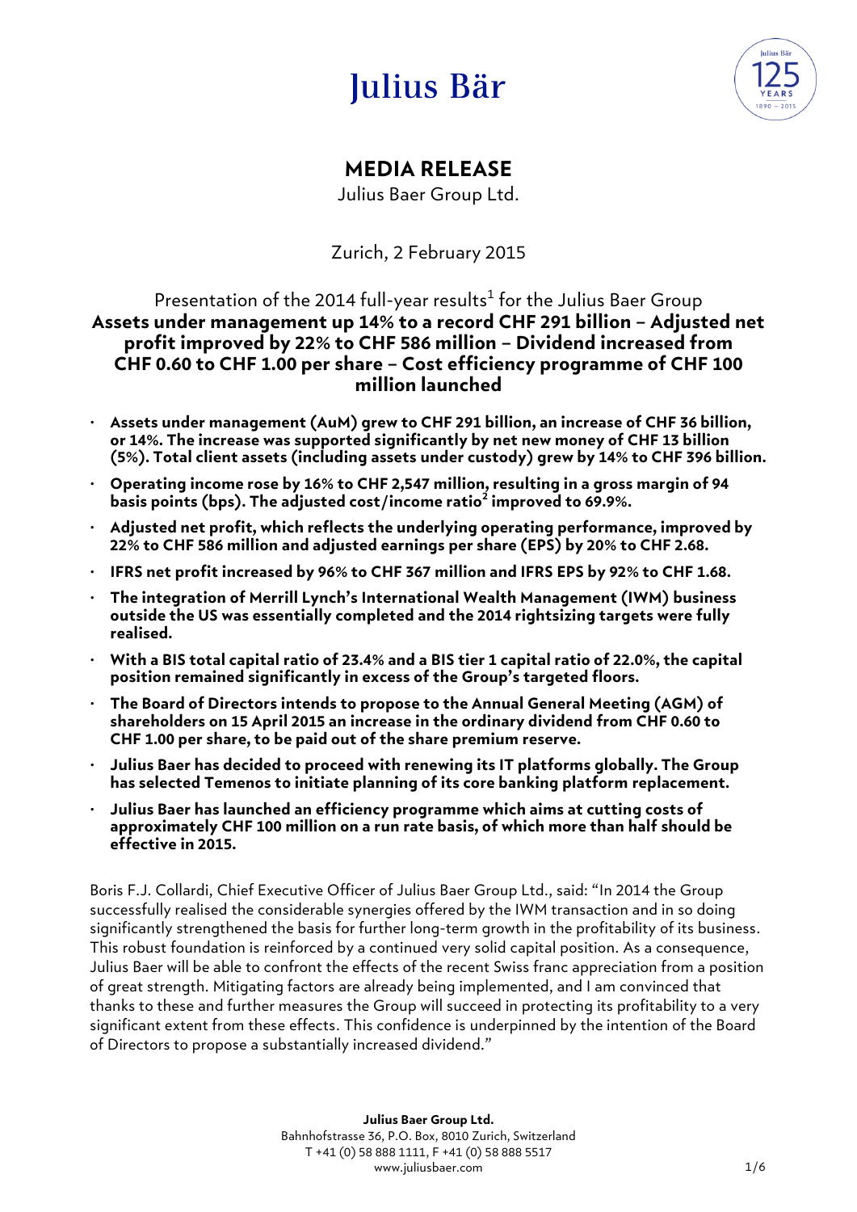# Julius Bär

## MEDIA RELEASE

Julius Baer Group Ltd.

Zurich, 2 February 2015

Presentation of the 2014 full-year results[1] for the Julius Baer Group

**Assets under management up 14% to a record CHF 291 billion – Adjusted net profit improved by 22% to CHF 586 million – Dividend increased from CHF 0.60 to CHF 1.00 per share – Cost efficiency programme of CHF 100 million launched**

- **Assets under management (AuM) grew to CHF 291 billion, an increase of CHF 36 billion, or 14%. The increase was supported significantly by net new money of CHF 13 billion (5%). Total client assets (including assets under custody) grew by 14% to CHF 396 billion.**
- **Operating income rose by 16% to CHF 2,547 million, resulting in a gross margin of 94 basis points (bps). The adjusted cost/income ratio[2] improved to 69.9%.**
- **Adjusted net profit, which reflects the underlying operating performance, improved by 22% to CHF 586 million and adjusted earnings per share (EPS) by 20% to CHF 2.68.**
- **IFRS net profit increased by 96% to CHF 367 million and IFRS EPS by 92% to CHF 1.68.**
- **The integration of Merrill Lynch's International Wealth Management (IWM) business outside the US was essentially completed and the 2014 rightsizing targets were fully realised.**
- **With a BIS total capital ratio of 23.4% and a BIS tier 1 capital ratio of 22.0%, the capital position remained significantly in excess of the Group's targeted floors.**
- **The Board of Directors intends to propose to the Annual General Meeting (AGM) of shareholders on 15 April 2015 an increase in the ordinary dividend from CHF 0.60 to CHF 1.00 per share, to be paid out of the share premium reserve.**
- **Julius Baer has decided to proceed with renewing its IT platforms globally. The Group has selected Temenos to initiate planning of its core banking platform replacement.**
- **Julius Baer has launched an efficiency programme which aims at cutting costs of approximately CHF 100 million on a run rate basis, of which more than half should be effective in 2015.**

Boris F.J. Collardi, Chief Executive Officer of Julius Baer Group Ltd., said: "In 2014 the Group successfully realised the considerable synergies offered by the IWM transaction and in so doing significantly strengthened the basis for further long-term growth in the profitability of its business. This robust foundation is reinforced by a continued very solid capital position. As a consequence, Julius Baer will be able to confront the effects of the recent Swiss franc appreciation from a position of great strength. Mitigating factors are already being implemented, and I am convinced that thanks to these and further measures the Group will succeed in protecting its profitability to a very significant extent from these effects. This confidence is underpinned by the intention of the Board of Directors to propose a substantially increased dividend."

**Julius Baer Group Ltd.**
Bahnhofstrasse 36, P.O. Box, 8010 Zurich, Switzerland
T +41 (0) 58 888 1111, F +41 (0) 58 888 5517
www.juliusbaer.com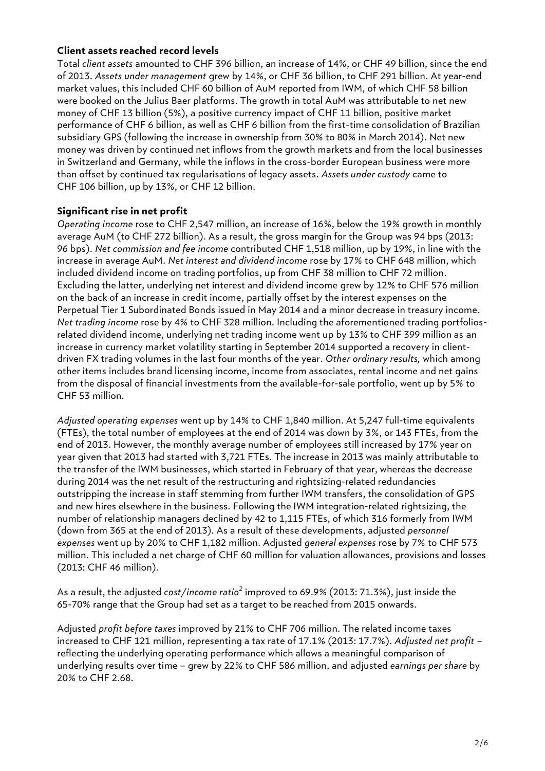**Client assets reached record levels**

Total *client assets* amounted to CHF 396 billion, an increase of 14%, or CHF 49 billion, since the end of 2013. *Assets under management* grew by 14%, or CHF 36 billion, to CHF 291 billion. At year-end market values, this included CHF 60 billion of AuM reported from IWM, of which CHF 58 billion were booked on the Julius Baer platforms. The growth in total AuM was attributable to net new money of CHF 13 billion (5%), a positive currency impact of CHF 11 billion, positive market performance of CHF 6 billion, as well as CHF 6 billion from the first-time consolidation of Brazilian subsidiary GPS (following the increase in ownership from 30% to 80% in March 2014). Net new money was driven by continued net inflows from the growth markets and from the local businesses in Switzerland and Germany, while the inflows in the cross-border European business were more than offset by continued tax regularisations of legacy assets. *Assets under custody* came to CHF 106 billion, up by 13%, or CHF 12 billion.

**Significant rise in net profit**

*Operating income* rose to CHF 2,547 million, an increase of 16%, below the 19% growth in monthly average AuM (to CHF 272 billion). As a result, the gross margin for the Group was 94 bps (2013: 96 bps). *Net commission and fee income* contributed CHF 1,518 million, up by 19%, in line with the increase in average AuM. *Net interest and dividend income* rose by 17% to CHF 648 million, which included dividend income on trading portfolios, up from CHF 38 million to CHF 72 million. Excluding the latter, underlying net interest and dividend income grew by 12% to CHF 576 million on the back of an increase in credit income, partially offset by the interest expenses on the Perpetual Tier 1 Subordinated Bonds issued in May 2014 and a minor decrease in treasury income. *Net trading income* rose by 4% to CHF 328 million. Including the aforementioned trading portfolios-related dividend income, underlying net trading income went up by 13% to CHF 399 million as an increase in currency market volatility starting in September 2014 supported a recovery in client-driven FX trading volumes in the last four months of the year. *Other ordinary results,* which among other items includes brand licensing income, income from associates, rental income and net gains from the disposal of financial investments from the available-for-sale portfolio, went up by 5% to CHF 53 million.

*Adjusted operating expenses* went up by 14% to CHF 1,840 million. At 5,247 full-time equivalents (FTEs), the total number of employees at the end of 2014 was down by 3%, or 143 FTEs, from the end of 2013. However, the monthly average number of employees still increased by 17% year on year given that 2013 had started with 3,721 FTEs. The increase in 2013 was mainly attributable to the transfer of the IWM businesses, which started in February of that year, whereas the decrease during 2014 was the net result of the restructuring and rightsizing-related redundancies outstripping the increase in staff stemming from further IWM transfers, the consolidation of GPS and new hires elsewhere in the business. Following the IWM integration-related rightsizing, the number of relationship managers declined by 42 to 1,115 FTEs, of which 316 formerly from IWM (down from 365 at the end of 2013). As a result of these developments, adjusted *personnel expenses* went up by 20% to CHF 1,182 million. Adjusted *general expenses* rose by 7% to CHF 573 million. This included a net charge of CHF 60 million for valuation allowances, provisions and losses (2013: CHF 46 million).

As a result, the adjusted *cost/income ratio*[2] improved to 69.9% (2013: 71.3%), just inside the 65-70% range that the Group had set as a target to be reached from 2015 onwards.

Adjusted *profit before taxes* improved by 21% to CHF 706 million. The related income taxes increased to CHF 121 million, representing a tax rate of 17.1% (2013: 17.7%). *Adjusted net profit* – reflecting the underlying operating performance which allows a meaningful comparison of underlying results over time – grew by 22% to CHF 586 million, and adjusted *earnings per share* by 20% to CHF 2.68.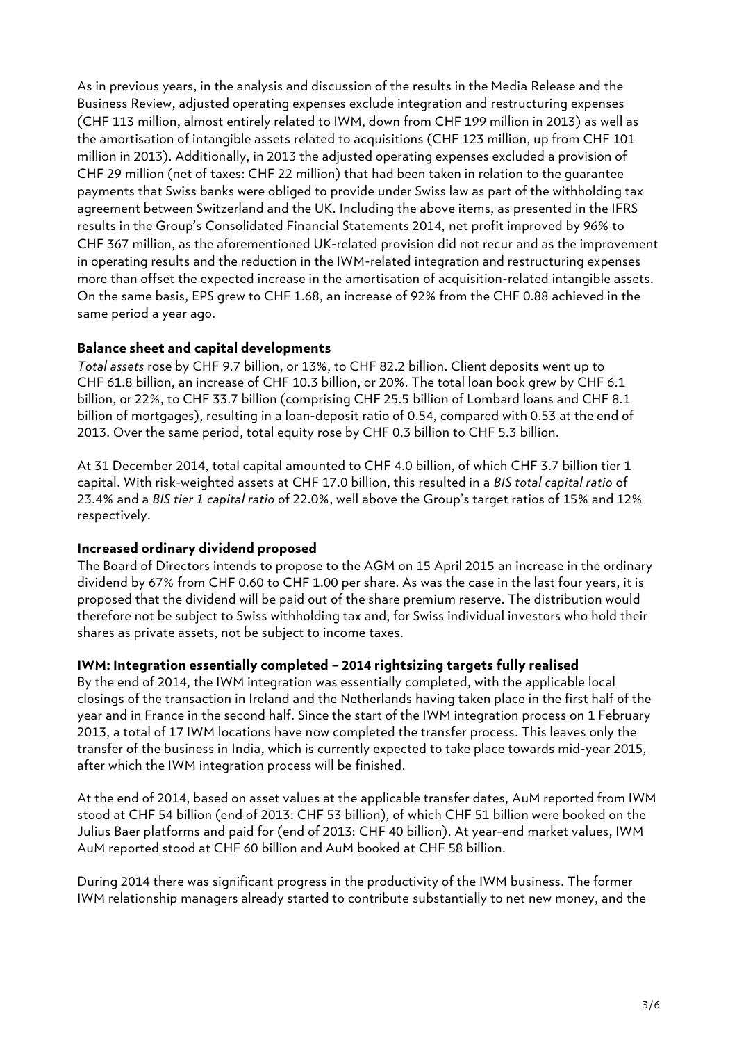As in previous years, in the analysis and discussion of the results in the Media Release and the Business Review, adjusted operating expenses exclude integration and restructuring expenses (CHF 113 million, almost entirely related to IWM, down from CHF 199 million in 2013) as well as the amortisation of intangible assets related to acquisitions (CHF 123 million, up from CHF 101 million in 2013). Additionally, in 2013 the adjusted operating expenses excluded a provision of CHF 29 million (net of taxes: CHF 22 million) that had been taken in relation to the guarantee payments that Swiss banks were obliged to provide under Swiss law as part of the withholding tax agreement between Switzerland and the UK. Including the above items, as presented in the IFRS results in the Group's Consolidated Financial Statements 2014, net profit improved by 96% to CHF 367 million, as the aforementioned UK-related provision did not recur and as the improvement in operating results and the reduction in the IWM-related integration and restructuring expenses more than offset the expected increase in the amortisation of acquisition-related intangible assets. On the same basis, EPS grew to CHF 1.68, an increase of 92% from the CHF 0.88 achieved in the same period a year ago.

**Balance sheet and capital developments**

*Total assets* rose by CHF 9.7 billion, or 13%, to CHF 82.2 billion. Client deposits went up to CHF 61.8 billion, an increase of CHF 10.3 billion, or 20%. The total loan book grew by CHF 6.1 billion, or 22%, to CHF 33.7 billion (comprising CHF 25.5 billion of Lombard loans and CHF 8.1 billion of mortgages), resulting in a loan-deposit ratio of 0.54, compared with 0.53 at the end of 2013. Over the same period, total equity rose by CHF 0.3 billion to CHF 5.3 billion.

At 31 December 2014, total capital amounted to CHF 4.0 billion, of which CHF 3.7 billion tier 1 capital. With risk-weighted assets at CHF 17.0 billion, this resulted in a *BIS total capital ratio* of 23.4% and a *BIS tier 1 capital ratio* of 22.0%, well above the Group's target ratios of 15% and 12% respectively.

**Increased ordinary dividend proposed**

The Board of Directors intends to propose to the AGM on 15 April 2015 an increase in the ordinary dividend by 67% from CHF 0.60 to CHF 1.00 per share. As was the case in the last four years, it is proposed that the dividend will be paid out of the share premium reserve. The distribution would therefore not be subject to Swiss withholding tax and, for Swiss individual investors who hold their shares as private assets, not be subject to income taxes.

**IWM: Integration essentially completed – 2014 rightsizing targets fully realised**

By the end of 2014, the IWM integration was essentially completed, with the applicable local closings of the transaction in Ireland and the Netherlands having taken place in the first half of the year and in France in the second half. Since the start of the IWM integration process on 1 February 2013, a total of 17 IWM locations have now completed the transfer process. This leaves only the transfer of the business in India, which is currently expected to take place towards mid-year 2015, after which the IWM integration process will be finished.

At the end of 2014, based on asset values at the applicable transfer dates, AuM reported from IWM stood at CHF 54 billion (end of 2013: CHF 53 billion), of which CHF 51 billion were booked on the Julius Baer platforms and paid for (end of 2013: CHF 40 billion). At year-end market values, IWM AuM reported stood at CHF 60 billion and AuM booked at CHF 58 billion.

During 2014 there was significant progress in the productivity of the IWM business. The former IWM relationship managers already started to contribute substantially to net new money, and the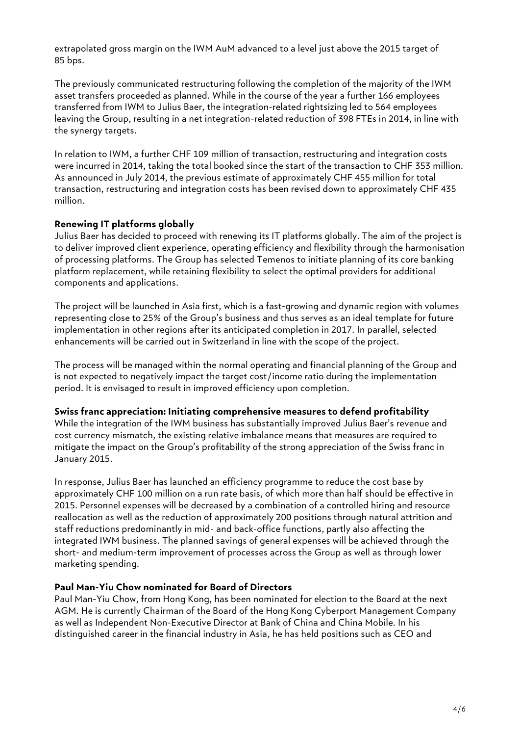extrapolated gross margin on the IWM AuM advanced to a level just above the 2015 target of 85 bps.

The previously communicated restructuring following the completion of the majority of the IWM asset transfers proceeded as planned. While in the course of the year a further 166 employees transferred from IWM to Julius Baer, the integration-related rightsizing led to 564 employees leaving the Group, resulting in a net integration-related reduction of 398 FTEs in 2014, in line with the synergy targets.

In relation to IWM, a further CHF 109 million of transaction, restructuring and integration costs were incurred in 2014, taking the total booked since the start of the transaction to CHF 353 million. As announced in July 2014, the previous estimate of approximately CHF 455 million for total transaction, restructuring and integration costs has been revised down to approximately CHF 435 million.

**Renewing IT platforms globally**

Julius Baer has decided to proceed with renewing its IT platforms globally. The aim of the project is to deliver improved client experience, operating efficiency and flexibility through the harmonisation of processing platforms. The Group has selected Temenos to initiate planning of its core banking platform replacement, while retaining flexibility to select the optimal providers for additional components and applications.

The project will be launched in Asia first, which is a fast-growing and dynamic region with volumes representing close to 25% of the Group's business and thus serves as an ideal template for future implementation in other regions after its anticipated completion in 2017. In parallel, selected enhancements will be carried out in Switzerland in line with the scope of the project.

The process will be managed within the normal operating and financial planning of the Group and is not expected to negatively impact the target cost/income ratio during the implementation period. It is envisaged to result in improved efficiency upon completion.

**Swiss franc appreciation: Initiating comprehensive measures to defend profitability**

While the integration of the IWM business has substantially improved Julius Baer's revenue and cost currency mismatch, the existing relative imbalance means that measures are required to mitigate the impact on the Group's profitability of the strong appreciation of the Swiss franc in January 2015.

In response, Julius Baer has launched an efficiency programme to reduce the cost base by approximately CHF 100 million on a run rate basis, of which more than half should be effective in 2015. Personnel expenses will be decreased by a combination of a controlled hiring and resource reallocation as well as the reduction of approximately 200 positions through natural attrition and staff reductions predominantly in mid- and back-office functions, partly also affecting the integrated IWM business. The planned savings of general expenses will be achieved through the short- and medium-term improvement of processes across the Group as well as through lower marketing spending.

**Paul Man-Yiu Chow nominated for Board of Directors**

Paul Man-Yiu Chow, from Hong Kong, has been nominated for election to the Board at the next AGM. He is currently Chairman of the Board of the Hong Kong Cyberport Management Company as well as Independent Non-Executive Director at Bank of China and China Mobile. In his distinguished career in the financial industry in Asia, he has held positions such as CEO and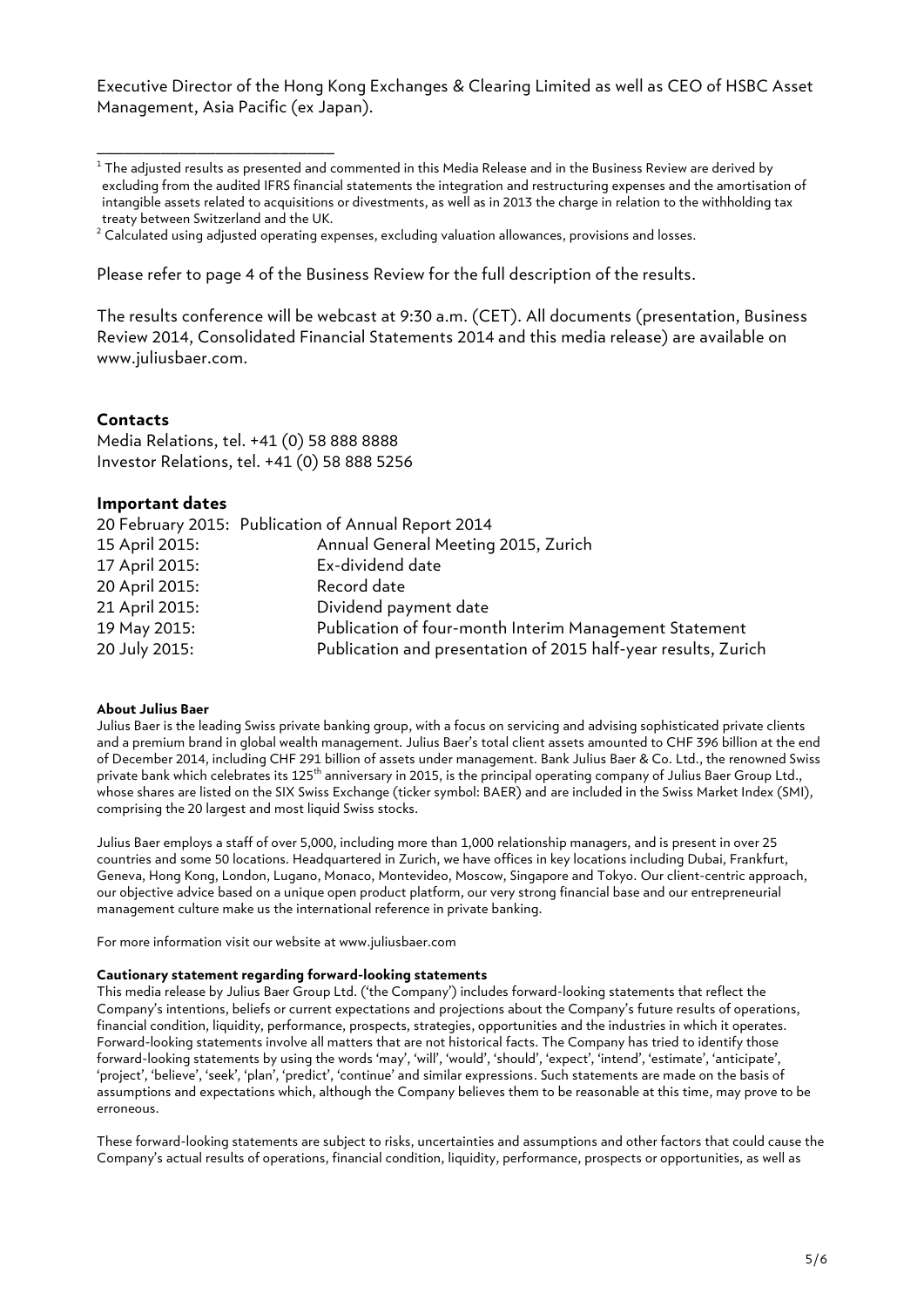Executive Director of the Hong Kong Exchanges & Clearing Limited as well as CEO of HSBC Asset Management, Asia Pacific (ex Japan).

---

[1] The adjusted results as presented and commented in this Media Release and in the Business Review are derived by excluding from the audited IFRS financial statements the integration and restructuring expenses and the amortisation of intangible assets related to acquisitions or divestments, as well as in 2013 the charge in relation to the withholding tax treaty between Switzerland and the UK.

[2] Calculated using adjusted operating expenses, excluding valuation allowances, provisions and losses.

Please refer to page 4 of the Business Review for the full description of the results.

The results conference will be webcast at 9:30 a.m. (CET). All documents (presentation, Business Review 2014, Consolidated Financial Statements 2014 and this media release) are available on www.juliusbaer.com.

## Contacts

Media Relations, tel. +41 (0) 58 888 8888
Investor Relations, tel. +41 (0) 58 888 5256

## Important dates

| | |
|---|---|
| 20 February 2015: | Publication of Annual Report 2014 |
| 15 April 2015: | Annual General Meeting 2015, Zurich |
| 17 April 2015: | Ex-dividend date |
| 20 April 2015: | Record date |
| 21 April 2015: | Dividend payment date |
| 19 May 2015: | Publication of four-month Interim Management Statement |
| 20 July 2015: | Publication and presentation of 2015 half-year results, Zurich |

**About Julius Baer**

Julius Baer is the leading Swiss private banking group, with a focus on servicing and advising sophisticated private clients and a premium brand in global wealth management. Julius Baer's total client assets amounted to CHF 396 billion at the end of December 2014, including CHF 291 billion of assets under management. Bank Julius Baer & Co. Ltd., the renowned Swiss private bank which celebrates its 125th anniversary in 2015, is the principal operating company of Julius Baer Group Ltd., whose shares are listed on the SIX Swiss Exchange (ticker symbol: BAER) and are included in the Swiss Market Index (SMI), comprising the 20 largest and most liquid Swiss stocks.

Julius Baer employs a staff of over 5,000, including more than 1,000 relationship managers, and is present in over 25 countries and some 50 locations. Headquartered in Zurich, we have offices in key locations including Dubai, Frankfurt, Geneva, Hong Kong, London, Lugano, Monaco, Montevideo, Moscow, Singapore and Tokyo. Our client-centric approach, our objective advice based on a unique open product platform, our very strong financial base and our entrepreneurial management culture make us the international reference in private banking.

For more information visit our website at www.juliusbaer.com

**Cautionary statement regarding forward-looking statements**

This media release by Julius Baer Group Ltd. ('the Company') includes forward-looking statements that reflect the Company's intentions, beliefs or current expectations and projections about the Company's future results of operations, financial condition, liquidity, performance, prospects, strategies, opportunities and the industries in which it operates. Forward-looking statements involve all matters that are not historical facts. The Company has tried to identify those forward-looking statements by using the words 'may', 'will', 'would', 'should', 'expect', 'intend', 'estimate', 'anticipate', 'project', 'believe', 'seek', 'plan', 'predict', 'continue' and similar expressions. Such statements are made on the basis of assumptions and expectations which, although the Company believes them to be reasonable at this time, may prove to be erroneous.

These forward-looking statements are subject to risks, uncertainties and assumptions and other factors that could cause the Company's actual results of operations, financial condition, liquidity, performance, prospects or opportunities, as well as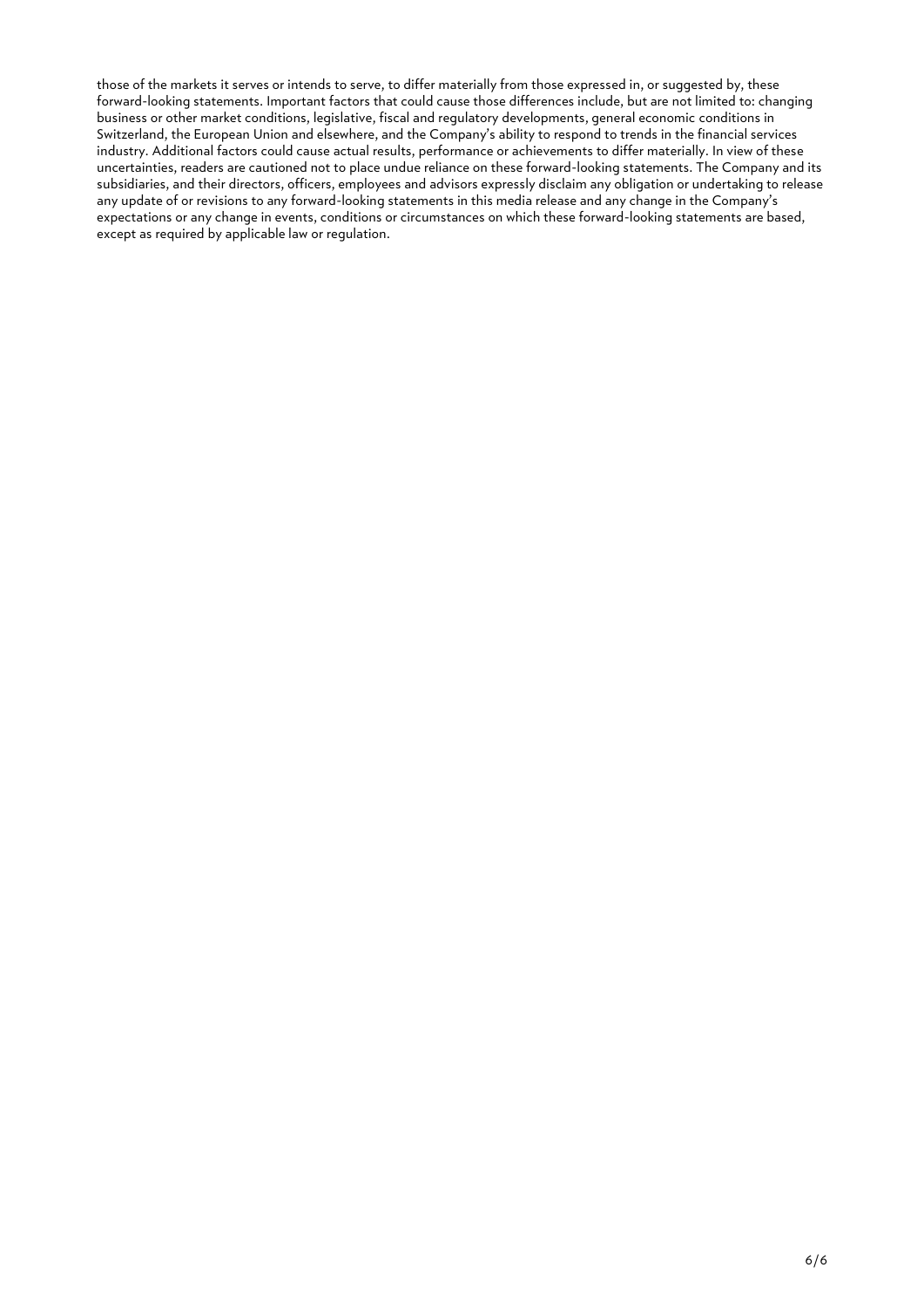those of the markets it serves or intends to serve, to differ materially from those expressed in, or suggested by, these forward-looking statements. Important factors that could cause those differences include, but are not limited to: changing business or other market conditions, legislative, fiscal and regulatory developments, general economic conditions in Switzerland, the European Union and elsewhere, and the Company's ability to respond to trends in the financial services industry. Additional factors could cause actual results, performance or achievements to differ materially. In view of these uncertainties, readers are cautioned not to place undue reliance on these forward-looking statements. The Company and its subsidiaries, and their directors, officers, employees and advisors expressly disclaim any obligation or undertaking to release any update of or revisions to any forward-looking statements in this media release and any change in the Company's expectations or any change in events, conditions or circumstances on which these forward-looking statements are based, except as required by applicable law or regulation.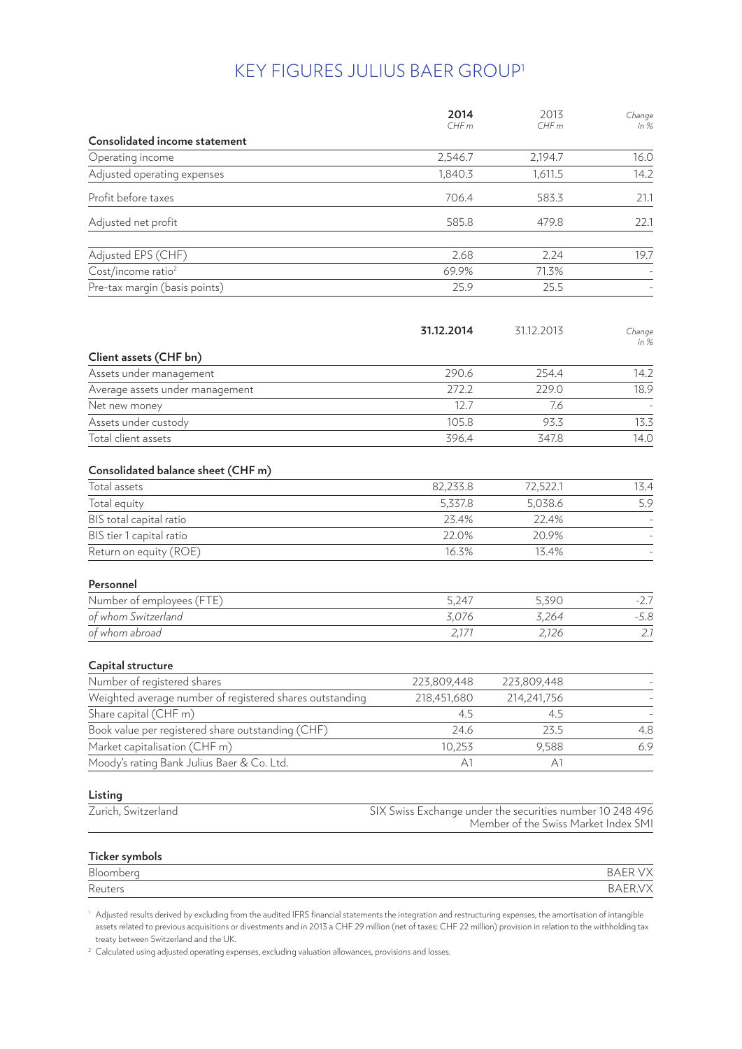# KEY FIGURES JULIUS BAER GROUP[1]

| | 2014 CHF m | 2013 CHF m | Change in % |
|---|---|---|---|
| **Consolidated income statement** | | | |
| Operating income | 2,546.7 | 2,194.7 | 16.0 |
| Adjusted operating expenses | 1,840.3 | 1,611.5 | 14.2 |
| Profit before taxes | 706.4 | 583.3 | 21.1 |
| Adjusted net profit | 585.8 | 479.8 | 22.1 |
| Adjusted EPS (CHF) | 2.68 | 2.24 | 19.7 |
| Cost/income ratio[2] | 69.9% | 71.3% | - |
| Pre-tax margin (basis points) | 25.9 | 25.5 | - |

| | 31.12.2014 | 31.12.2013 | Change in % |
|---|---|---|---|
| **Client assets (CHF bn)** | | | |
| Assets under management | 290.6 | 254.4 | 14.2 |
| Average assets under management | 272.2 | 229.0 | 18.9 |
| Net new money | 12.7 | 7.6 | - |
| Assets under custody | 105.8 | 93.3 | 13.3 |
| Total client assets | 396.4 | 347.8 | 14.0 |
| **Consolidated balance sheet (CHF m)** | | | |
| Total assets | 82,233.8 | 72,522.1 | 13.4 |
| Total equity | 5,337.8 | 5,038.6 | 5.9 |
| BIS total capital ratio | 23.4% | 22.4% | - |
| BIS tier 1 capital ratio | 22.0% | 20.9% | - |
| Return on equity (ROE) | 16.3% | 13.4% | - |
| **Personnel** | | | |
| Number of employees (FTE) | 5,247 | 5,390 | -2.7 |
| *of whom Switzerland* | *3,076* | *3,264* | *-5.8* |
| *of whom abroad* | *2,171* | *2,126* | *2.1* |
| **Capital structure** | | | |
| Number of registered shares | 223,809,448 | 223,809,448 | - |
| Weighted average number of registered shares outstanding | 218,451,680 | 214,241,756 | - |
| Share capital (CHF m) | 4.5 | 4.5 | - |
| Book value per registered share outstanding (CHF) | 24.6 | 23.5 | 4.8 |
| Market capitalisation (CHF m) | 10,253 | 9,588 | 6.9 |
| Moody's rating Bank Julius Baer & Co. Ltd. | A1 | A1 | |

**Listing**

| | |
|---|---|
| Zurich, Switzerland | SIX Swiss Exchange under the securities number 10 248 496<br>Member of the Swiss Market Index SMI |

**Ticker symbols**

| | |
|---|---|
| Bloomberg | BAER VX |
| Reuters | BAER.VX |

[1] Adjusted results derived by excluding from the audited IFRS financial statements the integration and restructuring expenses, the amortisation of intangible assets related to previous acquisitions or divestments and in 2013 a CHF 29 million (net of taxes: CHF 22 million) provision in relation to the withholding tax treaty between Switzerland and the UK.

[2] Calculated using adjusted operating expenses, excluding valuation allowances, provisions and losses.